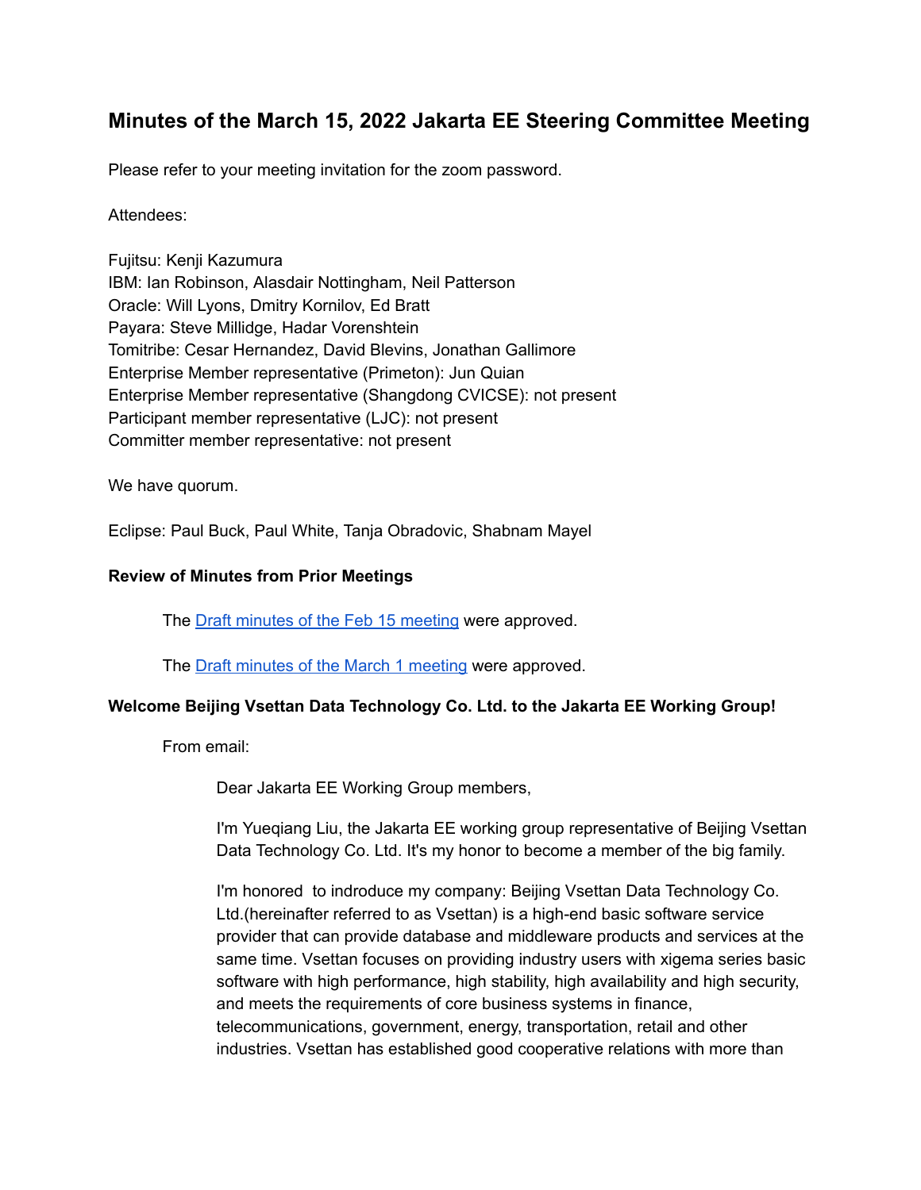# Minutes of the March 15, 2022 Jakarta EE Steering Committee Meeting

Please refer to your meeting invitation for the zoom password.

Attendees:

Fujitsu: Kenji Kazumura
IBM: Ian Robinson, Alasdair Nottingham, Neil Patterson
Oracle: Will Lyons, Dmitry Kornilov, Ed Bratt
Payara: Steve Millidge, Hadar Vorenshtein
Tomitribe: Cesar Hernandez, David Blevins, Jonathan Gallimore
Enterprise Member representative (Primeton): Jun Quian
Enterprise Member representative (Shangdong CVICSE): not present
Participant member representative (LJC): not present
Committer member representative: not present

We have quorum.

Eclipse: Paul Buck, Paul White, Tanja Obradovic, Shabnam Mayel

**Review of Minutes from Prior Meetings**

> The [Draft minutes of the Feb 15 meeting]() were approved.
>
> The [Draft minutes of the March 1 meeting]() were approved.

**Welcome Beijing Vsettan Data Technology Co. Ltd. to the Jakarta EE Working Group!**

> From email:
>
> > Dear Jakarta EE Working Group members,
> >
> > I'm Yueqiang Liu, the Jakarta EE working group representative of Beijing Vsettan Data Technology Co. Ltd. It's my honor to become a member of the big family.
> >
> > I'm honored to indroduce my company: Beijing Vsettan Data Technology Co. Ltd.(hereinafter referred to as Vsettan) is a high-end basic software service provider that can provide database and middleware products and services at the same time. Vsettan focuses on providing industry users with xigema series basic software with high performance, high stability, high availability and high security, and meets the requirements of core business systems in finance, telecommunications, government, energy, transportation, retail and other industries. Vsettan has established good cooperative relations with more than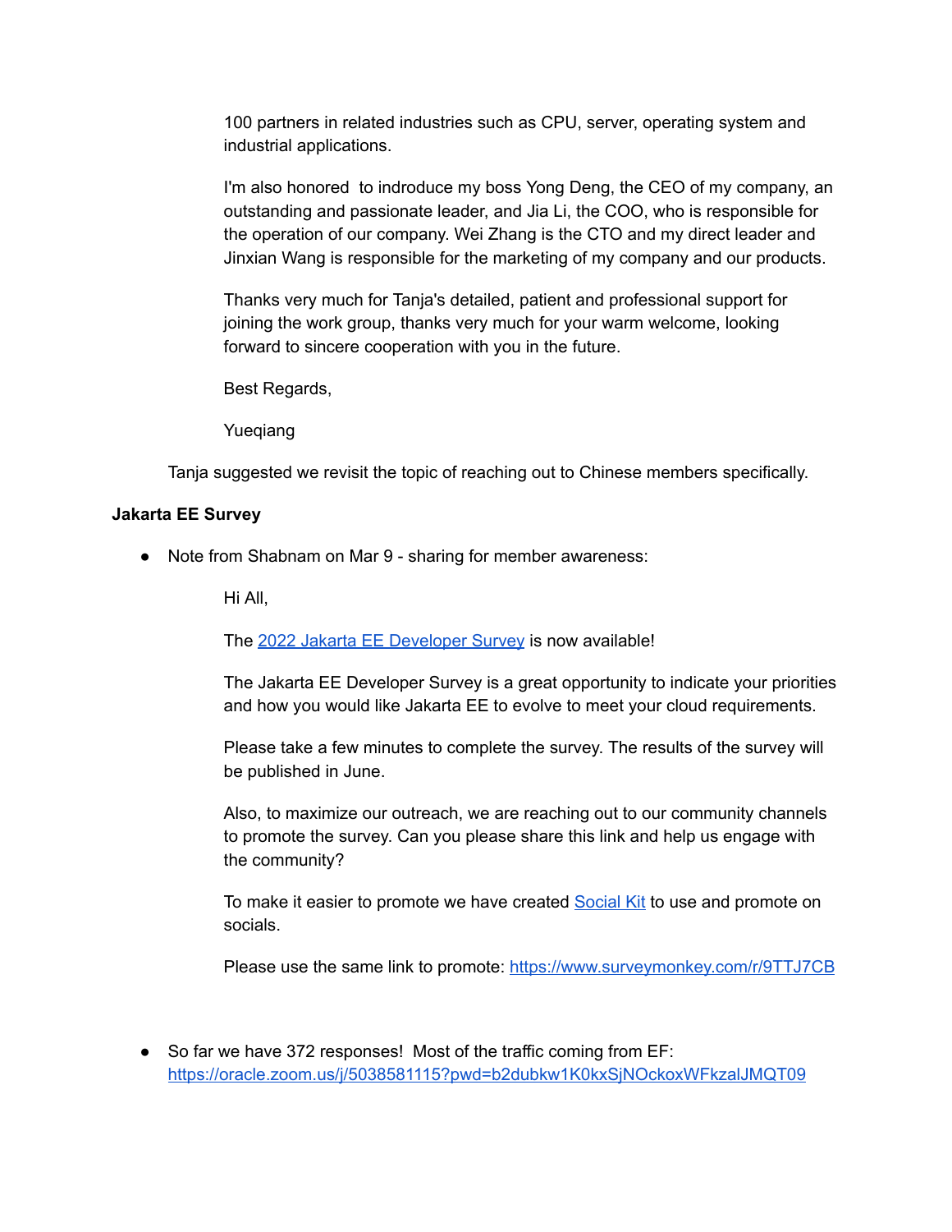100 partners in related industries such as CPU, server, operating system and industrial applications.

> I'm also honored to indroduce my boss Yong Deng, the CEO of my company, an outstanding and passionate leader, and Jia Li, the COO, who is responsible for the operation of our company. Wei Zhang is the CTO and my direct leader and Jinxian Wang is responsible for the marketing of my company and our products.
>
> Thanks very much for Tanja's detailed, patient and professional support for joining the work group, thanks very much for your warm welcome, looking forward to sincere cooperation with you in the future.
>
> Best Regards,
>
> Yueqiang

Tanja suggested we revisit the topic of reaching out to Chinese members specifically.

**Jakarta EE Survey**

- Note from Shabnam on Mar 9 - sharing for member awareness:

> Hi All,
>
> The [2022 Jakarta EE Developer Survey]() is now available!
>
> The Jakarta EE Developer Survey is a great opportunity to indicate your priorities and how you would like Jakarta EE to evolve to meet your cloud requirements.
>
> Please take a few minutes to complete the survey. The results of the survey will be published in June.
>
> Also, to maximize our outreach, we are reaching out to our community channels to promote the survey. Can you please share this link and help us engage with the community?
>
> To make it easier to promote we have created [Social Kit]() to use and promote on socials.
>
> Please use the same link to promote: https://www.surveymonkey.com/r/9TTJ7CB

- So far we have 372 responses! Most of the traffic coming from EF: https://oracle.zoom.us/j/5038581115?pwd=b2dubkw1K0kxSjNOckoxWFkzalJMQT09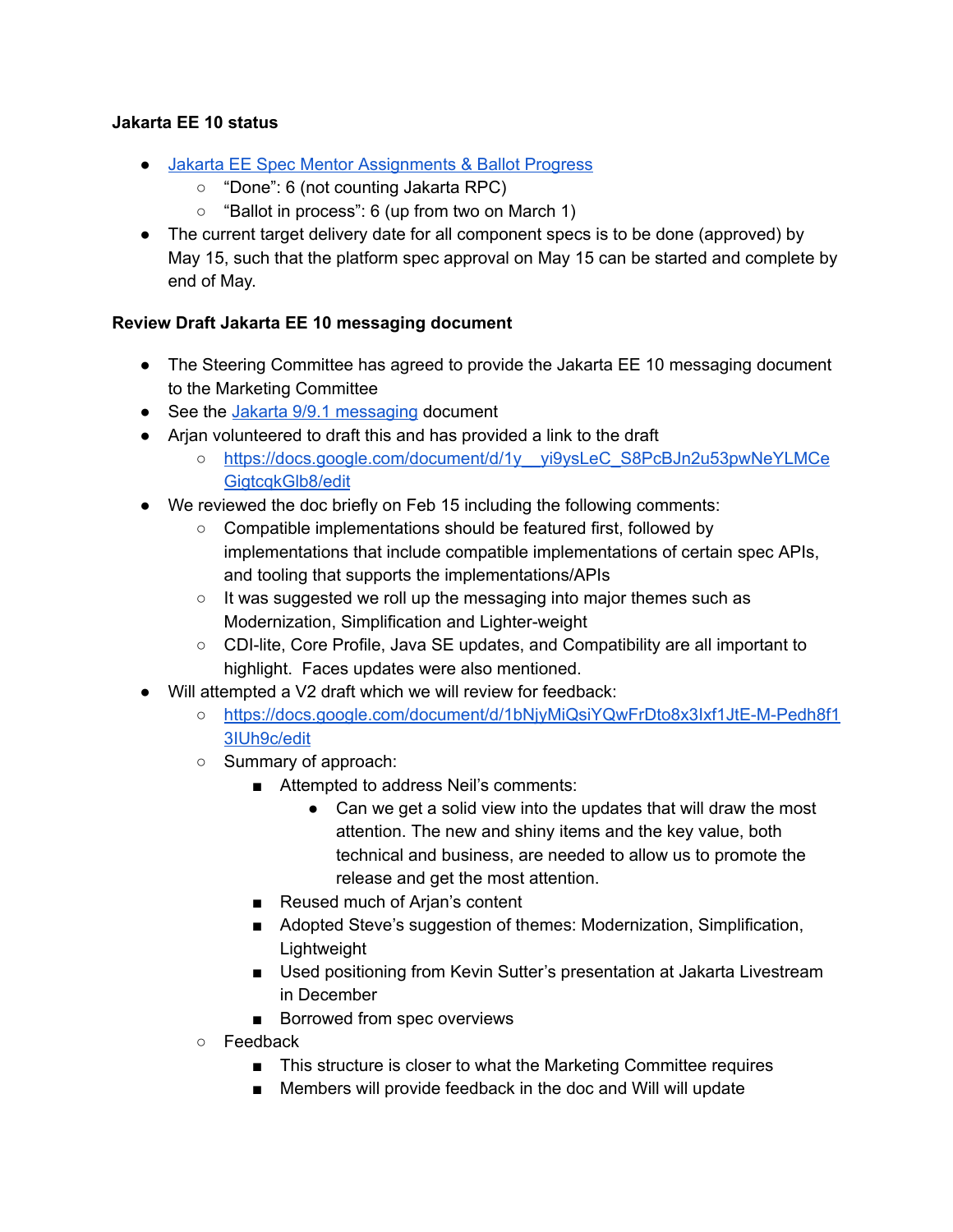**Jakarta EE 10 status**

- [Jakarta EE Spec Mentor Assignments & Ballot Progress]()
  - "Done": 6 (not counting Jakarta RPC)
  - "Ballot in process": 6 (up from two on March 1)
- The current target delivery date for all component specs is to be done (approved) by May 15, such that the platform spec approval on May 15 can be started and complete by end of May.

**Review Draft Jakarta EE 10 messaging document**

- The Steering Committee has agreed to provide the Jakarta EE 10 messaging document to the Marketing Committee
- See the [Jakarta 9/9.1 messaging]() document
- Arjan volunteered to draft this and has provided a link to the draft
  - https://docs.google.com/document/d/1y__yi9ysLeC_S8PcBJn2u53pwNeYLMCeGigtcqkGlb8/edit
- We reviewed the doc briefly on Feb 15 including the following comments:
  - Compatible implementations should be featured first, followed by implementations that include compatible implementations of certain spec APIs, and tooling that supports the implementations/APIs
  - It was suggested we roll up the messaging into major themes such as Modernization, Simplification and Lighter-weight
  - CDI-lite, Core Profile, Java SE updates, and Compatibility are all important to highlight. Faces updates were also mentioned.
- Will attempted a V2 draft which we will review for feedback:
  - https://docs.google.com/document/d/1bNjyMiQsiYQwFrDto8x3Ixf1JtE-M-Pedh8f13IUh9c/edit
  - Summary of approach:
    - Attempted to address Neil's comments:
      - Can we get a solid view into the updates that will draw the most attention. The new and shiny items and the key value, both technical and business, are needed to allow us to promote the release and get the most attention.
    - Reused much of Arjan's content
    - Adopted Steve's suggestion of themes: Modernization, Simplification, Lightweight
    - Used positioning from Kevin Sutter's presentation at Jakarta Livestream in December
    - Borrowed from spec overviews
  - Feedback
    - This structure is closer to what the Marketing Committee requires
    - Members will provide feedback in the doc and Will will update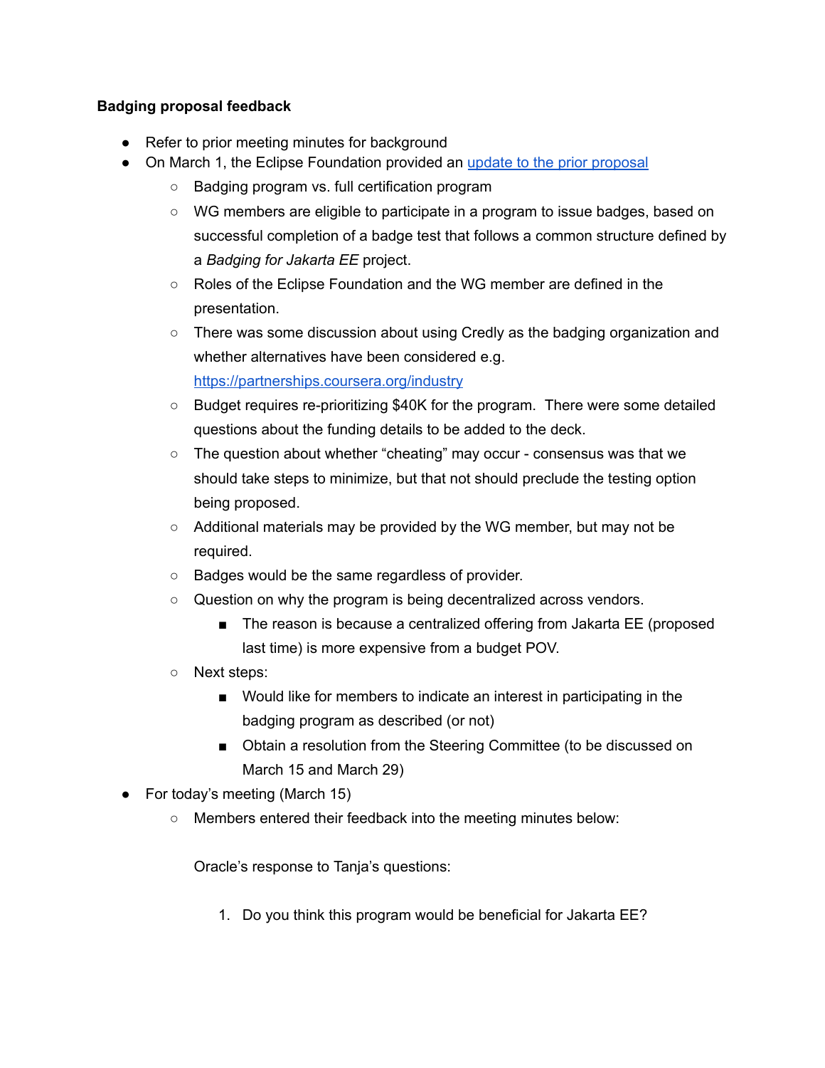**Badging proposal feedback**

- Refer to prior meeting minutes for background
- On March 1, the Eclipse Foundation provided an [update to the prior proposal](#)
  - Badging program vs. full certification program
  - WG members are eligible to participate in a program to issue badges, based on successful completion of a badge test that follows a common structure defined by a *Badging for Jakarta EE* project.
  - Roles of the Eclipse Foundation and the WG member are defined in the presentation.
  - There was some discussion about using Credly as the badging organization and whether alternatives have been considered e.g. [https://partnerships.coursera.org/industry](https://partnerships.coursera.org/industry)
  - Budget requires re-prioritizing $40K for the program. There were some detailed questions about the funding details to be added to the deck.
  - The question about whether "cheating" may occur - consensus was that we should take steps to minimize, but that not should preclude the testing option being proposed.
  - Additional materials may be provided by the WG member, but may not be required.
  - Badges would be the same regardless of provider.
  - Question on why the program is being decentralized across vendors.
    - The reason is because a centralized offering from Jakarta EE (proposed last time) is more expensive from a budget POV.
  - Next steps:
    - Would like for members to indicate an interest in participating in the badging program as described (or not)
    - Obtain a resolution from the Steering Committee (to be discussed on March 15 and March 29)
- For today's meeting (March 15)
  - Members entered their feedback into the meeting minutes below:

    Oracle's response to Tanja's questions:

    1. Do you think this program would be beneficial for Jakarta EE?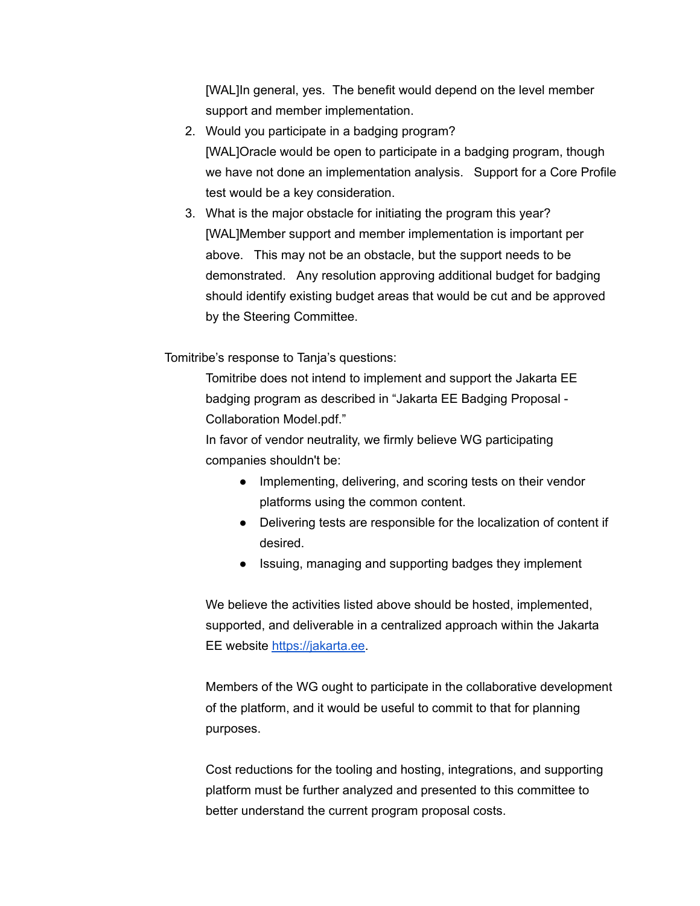[WAL]In general, yes. The benefit would depend on the level member support and member implementation.

2. Would you participate in a badging program?
   [WAL]Oracle would be open to participate in a badging program, though we have not done an implementation analysis. Support for a Core Profile test would be a key consideration.
3. What is the major obstacle for initiating the program this year?
   [WAL]Member support and member implementation is important per above. This may not be an obstacle, but the support needs to be demonstrated. Any resolution approving additional budget for badging should identify existing budget areas that would be cut and be approved by the Steering Committee.

Tomitribe's response to Tanja's questions:

Tomitribe does not intend to implement and support the Jakarta EE badging program as described in "Jakarta EE Badging Proposal - Collaboration Model.pdf."

In favor of vendor neutrality, we firmly believe WG participating companies shouldn't be:

- Implementing, delivering, and scoring tests on their vendor platforms using the common content.
- Delivering tests are responsible for the localization of content if desired.
- Issuing, managing and supporting badges they implement

We believe the activities listed above should be hosted, implemented, supported, and deliverable in a centralized approach within the Jakarta EE website [https://jakarta.ee](https://jakarta.ee).

Members of the WG ought to participate in the collaborative development of the platform, and it would be useful to commit to that for planning purposes.

Cost reductions for the tooling and hosting, integrations, and supporting platform must be further analyzed and presented to this committee to better understand the current program proposal costs.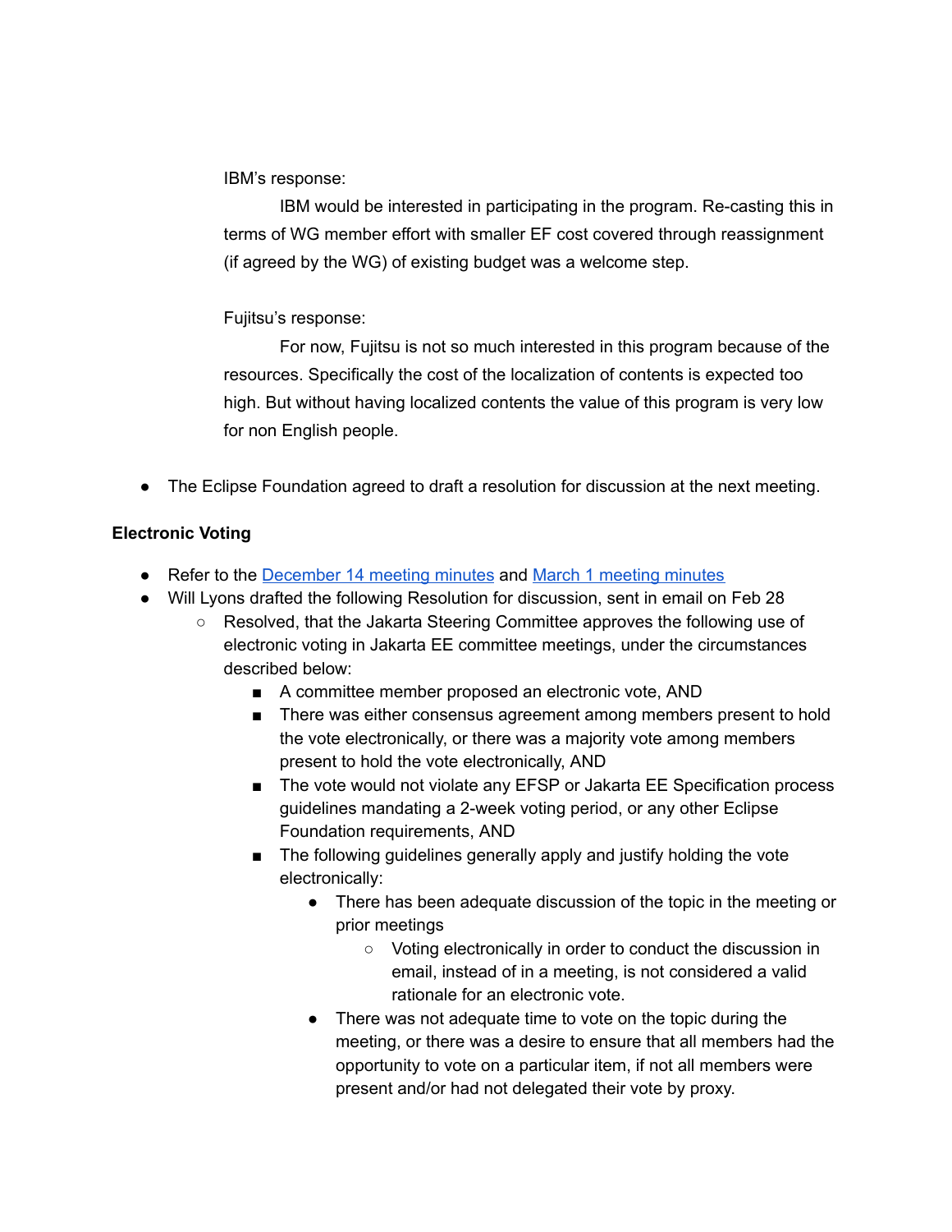IBM's response:

IBM would be interested in participating in the program. Re-casting this in terms of WG member effort with smaller EF cost covered through reassignment (if agreed by the WG) of existing budget was a welcome step.

Fujitsu's response:

For now, Fujitsu is not so much interested in this program because of the resources. Specifically the cost of the localization of contents is expected too high. But without having localized contents the value of this program is very low for non English people.

- The Eclipse Foundation agreed to draft a resolution for discussion at the next meeting.

**Electronic Voting**

- Refer to the [December 14 meeting minutes] and [March 1 meeting minutes]
- Will Lyons drafted the following Resolution for discussion, sent in email on Feb 28
  - Resolved, that the Jakarta Steering Committee approves the following use of electronic voting in Jakarta EE committee meetings, under the circumstances described below:
    - A committee member proposed an electronic vote, AND
    - There was either consensus agreement among members present to hold the vote electronically, or there was a majority vote among members present to hold the vote electronically, AND
    - The vote would not violate any EFSP or Jakarta EE Specification process guidelines mandating a 2-week voting period, or any other Eclipse Foundation requirements, AND
    - The following guidelines generally apply and justify holding the vote electronically:
      - There has been adequate discussion of the topic in the meeting or prior meetings
        - Voting electronically in order to conduct the discussion in email, instead of in a meeting, is not considered a valid rationale for an electronic vote.
      - There was not adequate time to vote on the topic during the meeting, or there was a desire to ensure that all members had the opportunity to vote on a particular item, if not all members were present and/or had not delegated their vote by proxy.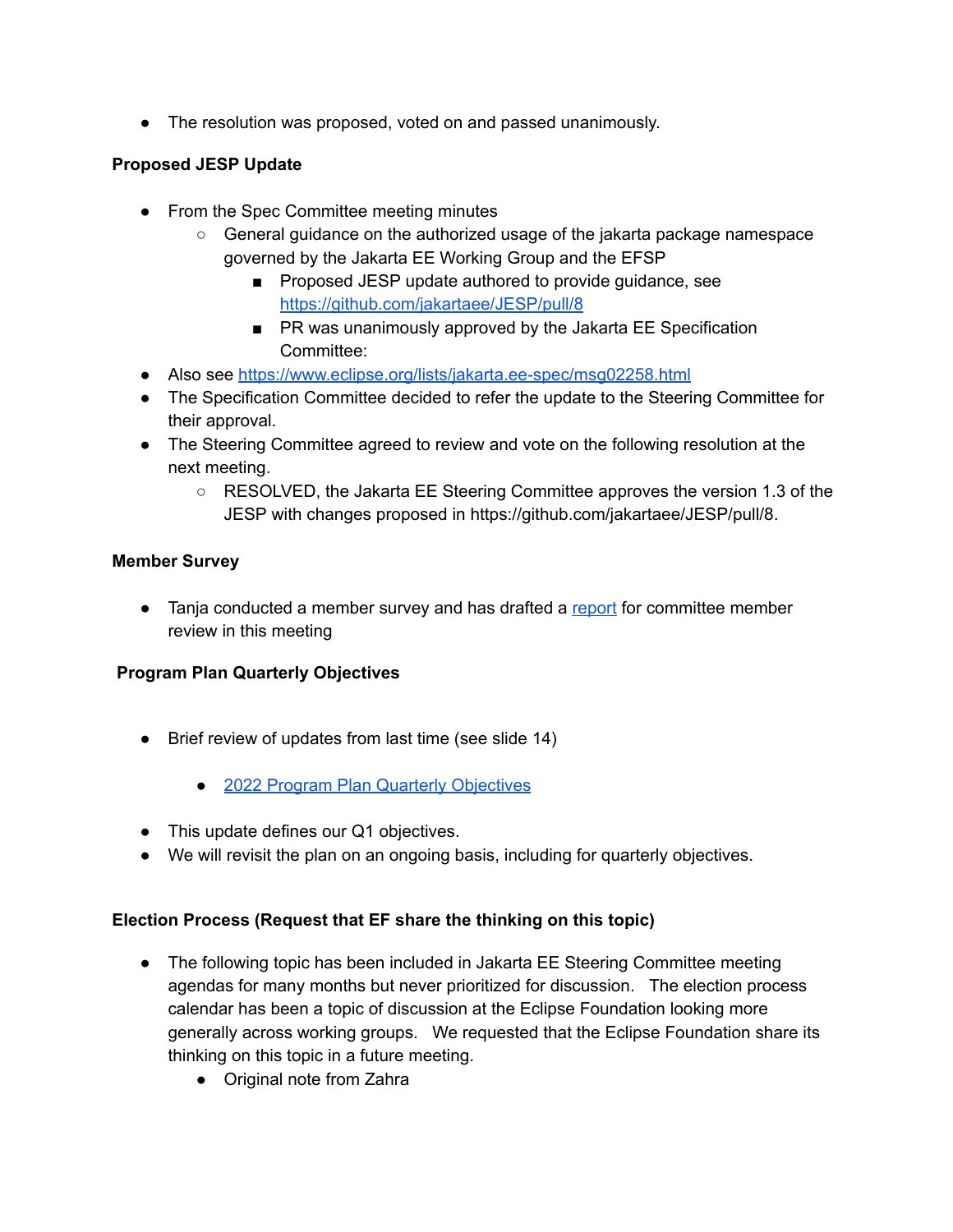- The resolution was proposed, voted on and passed unanimously.

**Proposed JESP Update**

- From the Spec Committee meeting minutes
    - General guidance on the authorized usage of the jakarta package namespace governed by the Jakarta EE Working Group and the EFSP
        - Proposed JESP update authored to provide guidance, see [https://github.com/jakartaee/JESP/pull/8](https://github.com/jakartaee/JESP/pull/8)
        - PR was unanimously approved by the Jakarta EE Specification Committee:
- Also see [https://www.eclipse.org/lists/jakarta.ee-spec/msg02258.html](https://www.eclipse.org/lists/jakarta.ee-spec/msg02258.html)
- The Specification Committee decided to refer the update to the Steering Committee for their approval.
- The Steering Committee agreed to review and vote on the following resolution at the next meeting.
    - RESOLVED, the Jakarta EE Steering Committee approves the version 1.3 of the JESP with changes proposed in https://github.com/jakartaee/JESP/pull/8.

**Member Survey**

- Tanja conducted a member survey and has drafted a report for committee member review in this meeting

**Program Plan Quarterly Objectives**

- Brief review of updates from last time (see slide 14)
    - 2022 Program Plan Quarterly Objectives
- This update defines our Q1 objectives.
- We will revisit the plan on an ongoing basis, including for quarterly objectives.

**Election Process (Request that EF share the thinking on this topic)**

- The following topic has been included in Jakarta EE Steering Committee meeting agendas for many months but never prioritized for discussion. The election process calendar has been a topic of discussion at the Eclipse Foundation looking more generally across working groups. We requested that the Eclipse Foundation share its thinking on this topic in a future meeting.
    - Original note from Zahra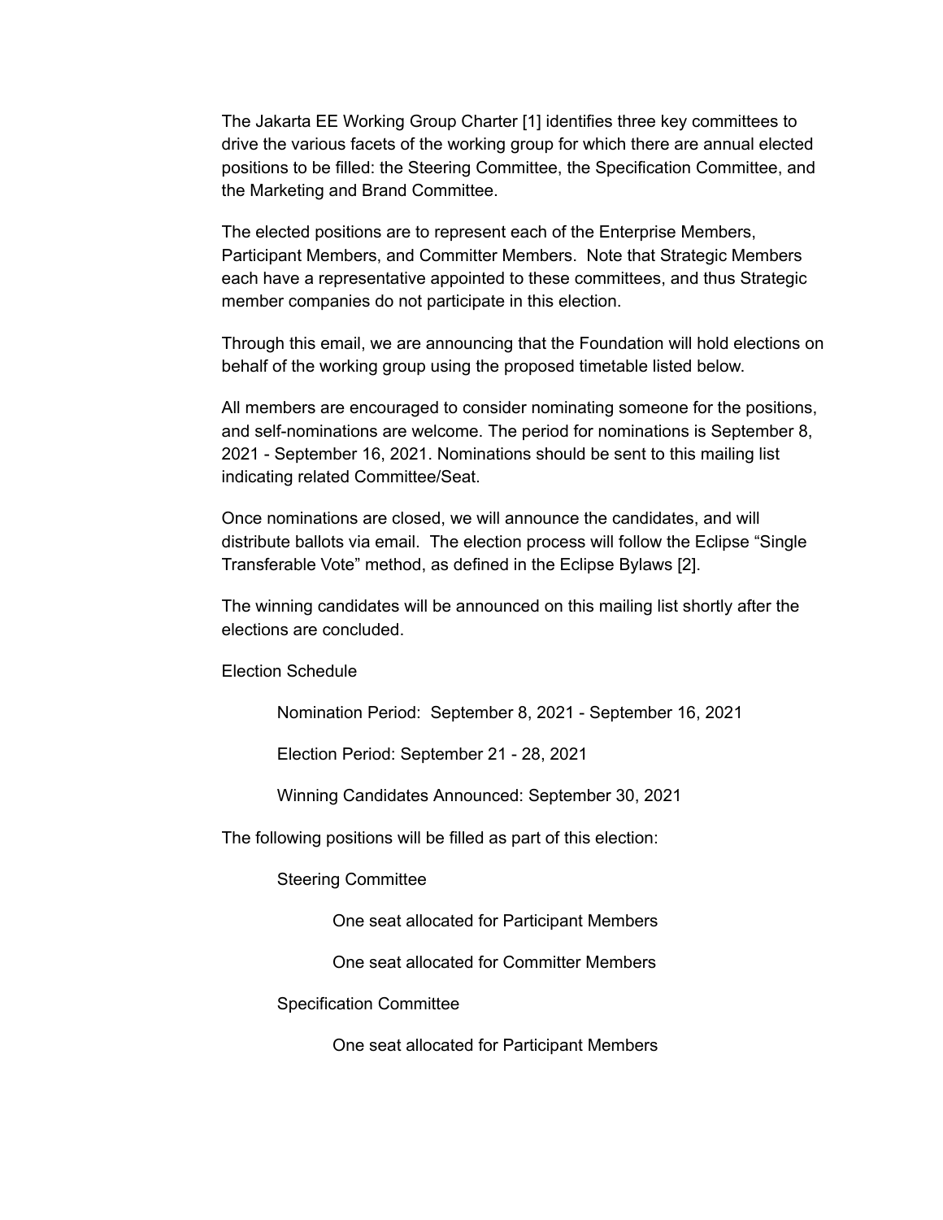The Jakarta EE Working Group Charter [1] identifies three key committees to drive the various facets of the working group for which there are annual elected positions to be filled: the Steering Committee, the Specification Committee, and the Marketing and Brand Committee.

The elected positions are to represent each of the Enterprise Members, Participant Members, and Committer Members. Note that Strategic Members each have a representative appointed to these committees, and thus Strategic member companies do not participate in this election.

Through this email, we are announcing that the Foundation will hold elections on behalf of the working group using the proposed timetable listed below.

All members are encouraged to consider nominating someone for the positions, and self-nominations are welcome. The period for nominations is September 8, 2021 - September 16, 2021. Nominations should be sent to this mailing list indicating related Committee/Seat.

Once nominations are closed, we will announce the candidates, and will distribute ballots via email. The election process will follow the Eclipse "Single Transferable Vote" method, as defined in the Eclipse Bylaws [2].

The winning candidates will be announced on this mailing list shortly after the elections are concluded.

Election Schedule

- Nomination Period: September 8, 2021 - September 16, 2021
- Election Period: September 21 - 28, 2021
- Winning Candidates Announced: September 30, 2021

The following positions will be filled as part of this election:

- Steering Committee
  - One seat allocated for Participant Members
  - One seat allocated for Committer Members
- Specification Committee
  - One seat allocated for Participant Members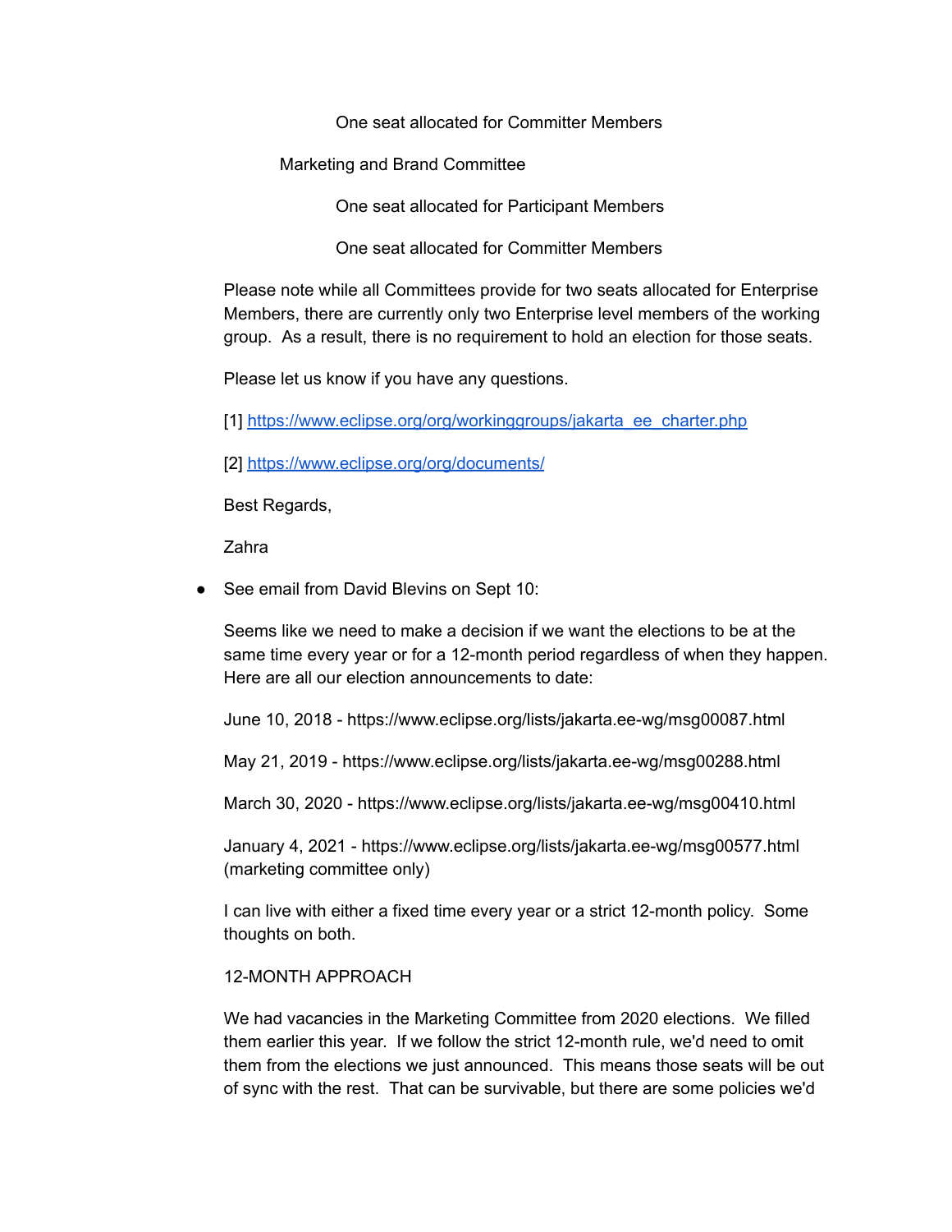One seat allocated for Committer Members

Marketing and Brand Committee

One seat allocated for Participant Members

One seat allocated for Committer Members

Please note while all Committees provide for two seats allocated for Enterprise Members, there are currently only two Enterprise level members of the working group. As a result, there is no requirement to hold an election for those seats.

Please let us know if you have any questions.

[1] https://www.eclipse.org/org/workinggroups/jakarta_ee_charter.php

[2] https://www.eclipse.org/org/documents/

Best Regards,

Zahra

- See email from David Blevins on Sept 10:

  Seems like we need to make a decision if we want the elections to be at the same time every year or for a 12-month period regardless of when they happen. Here are all our election announcements to date:

  June 10, 2018 - https://www.eclipse.org/lists/jakarta.ee-wg/msg00087.html

  May 21, 2019 - https://www.eclipse.org/lists/jakarta.ee-wg/msg00288.html

  March 30, 2020 - https://www.eclipse.org/lists/jakarta.ee-wg/msg00410.html

  January 4, 2021 - https://www.eclipse.org/lists/jakarta.ee-wg/msg00577.html (marketing committee only)

  I can live with either a fixed time every year or a strict 12-month policy. Some thoughts on both.

  12-MONTH APPROACH

  We had vacancies in the Marketing Committee from 2020 elections. We filled them earlier this year. If we follow the strict 12-month rule, we'd need to omit them from the elections we just announced. This means those seats will be out of sync with the rest. That can be survivable, but there are some policies we'd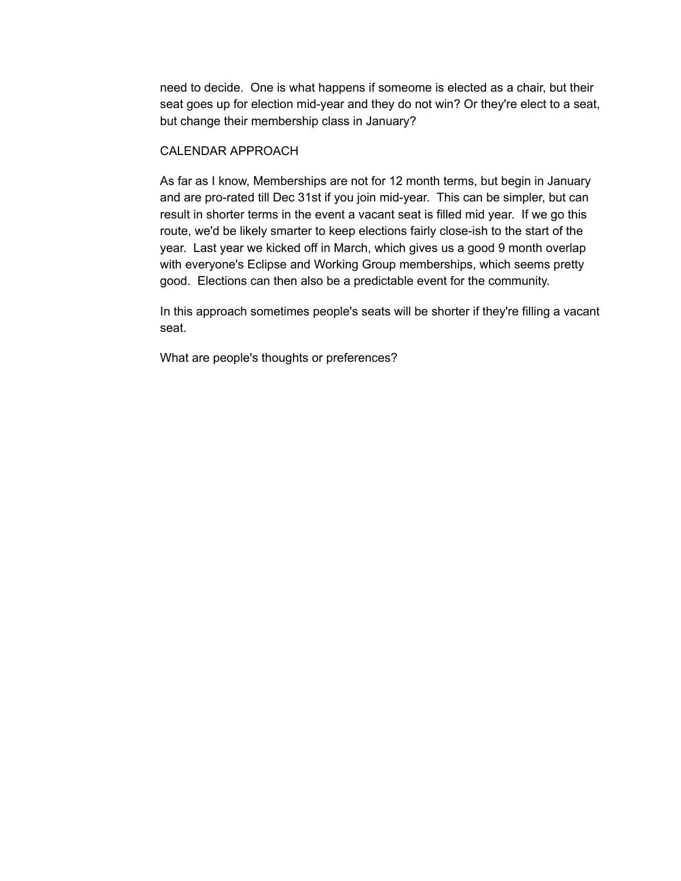need to decide. One is what happens if someome is elected as a chair, but their seat goes up for election mid-year and they do not win? Or they're elect to a seat, but change their membership class in January?

CALENDAR APPROACH

As far as I know, Memberships are not for 12 month terms, but begin in January and are pro-rated till Dec 31st if you join mid-year. This can be simpler, but can result in shorter terms in the event a vacant seat is filled mid year. If we go this route, we'd be likely smarter to keep elections fairly close-ish to the start of the year. Last year we kicked off in March, which gives us a good 9 month overlap with everyone's Eclipse and Working Group memberships, which seems pretty good. Elections can then also be a predictable event for the community.

In this approach sometimes people's seats will be shorter if they're filling a vacant seat.

What are people's thoughts or preferences?